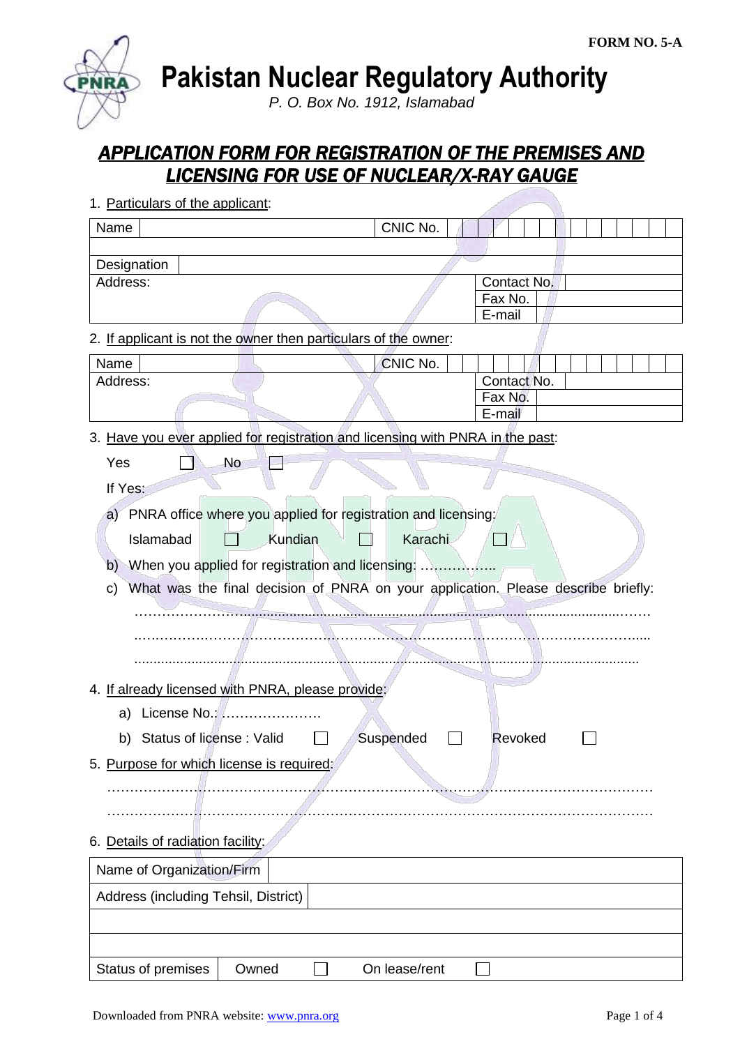FORM NO. 5-A

# Pakistan Nuclear Regulatory Authority

*P. O. Box No. 1912, Islamabad*

## APPLICATION FORM FOR REGISTRATION OF THE PREMISES AND LICENSING FOR USE OF NUCLEAR/X-RAY GAUGE

1. Particulars of the applicant:

| Name | | CNIC No. | |
|---|---|---|---|
| | | | |
| Designation | | | |
| Address: | | Contact No. | |
| | | Fax No. | |
| | | E-mail | |

2. If applicant is not the owner then particulars of the owner:

| Name | | CNIC No. | |
|---|---|---|---|
| Address: | | Contact No. | |
| | | Fax No. | |
| | | E-mail | |

3. Have you ever applied for registration and licensing with PNRA in the past:

   Yes ☐ No ☐

   If Yes:

   a) PNRA office where you applied for registration and licensing:

      Islamabad ☐ Kundian ☐ Karachi ☐

   b) When you applied for registration and licensing: ……………..

   c) What was the final decision of PNRA on your application. Please describe briefly:

      ……………………………………………………………………………………………………

      ……………………………………………………………………………………………………

      ……………………………………………………………………………………………………

4. If already licensed with PNRA, please provide:

   a) License No.: …………………

   b) Status of license : Valid ☐ Suspended ☐ Revoked ☐

5. Purpose for which license is required:

   ……………………………………………………………………………………………………

   ……………………………………………………………………………………………………

6. Details of radiation facility:

| Name of Organization/Firm | | | | |
|---|---|---|---|---|
| Address (including Tehsil, District) | | | | |
| | | | | |
| | | | | |
| Status of premises | Owned | ☐ | On lease/rent | ☐ |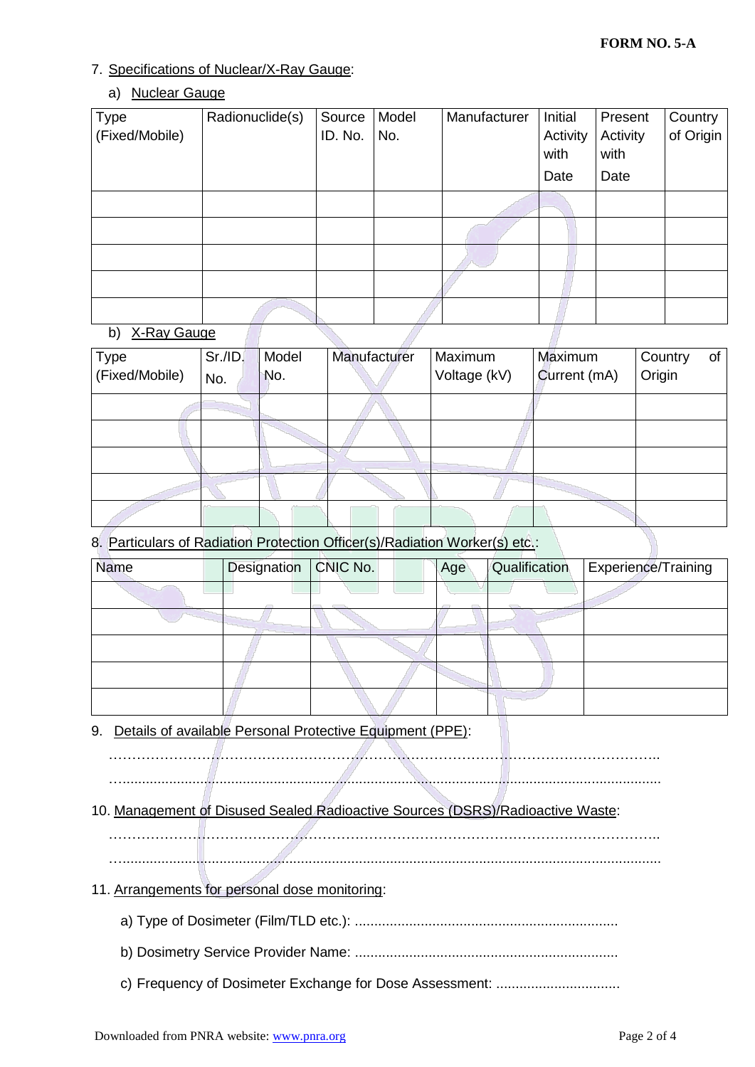FORM NO. 5-A

7. Specifications of Nuclear/X-Ray Gauge:

a) Nuclear Gauge

| Type (Fixed/Mobile) | Radionuclide(s) | Source ID. No. | Model No. | Manufacturer | Initial Activity with Date | Present Activity with Date | Country of Origin |
|---|---|---|---|---|---|---|---|
| | | | | | | | |
| | | | | | | | |
| | | | | | | | |
| | | | | | | | |
| | | | | | | | |

b) X-Ray Gauge

| Type (Fixed/Mobile) | Sr./ID. No. | Model No. | Manufacturer | Maximum Voltage (kV) | Maximum Current (mA) | Country of Origin |
|---|---|---|---|---|---|---|
| | | | | | | |
| | | | | | | |
| | | | | | | |
| | | | | | | |
| | | | | | | |

8. Particulars of Radiation Protection Officer(s)/Radiation Worker(s) etc.:

| Name | Designation | CNIC No. | Age | Qualification | Experience/Training |
|---|---|---|---|---|---|
| | | | | | |
| | | | | | |
| | | | | | |
| | | | | | |
| | | | | | |

9. Details of available Personal Protective Equipment (PPE):

…………………………………………………………………………………………………..

…..........................................................................................................................

10. Management of Disused Sealed Radioactive Sources (DSRS)/Radioactive Waste:

…………………………………………………………………………………………………..

…..........................................................................................................................

11. Arrangements for personal dose monitoring:

a) Type of Dosimeter (Film/TLD etc.): ...................................................................

b) Dosimetry Service Provider Name: ...................................................................

c) Frequency of Dosimeter Exchange for Dose Assessment: ................................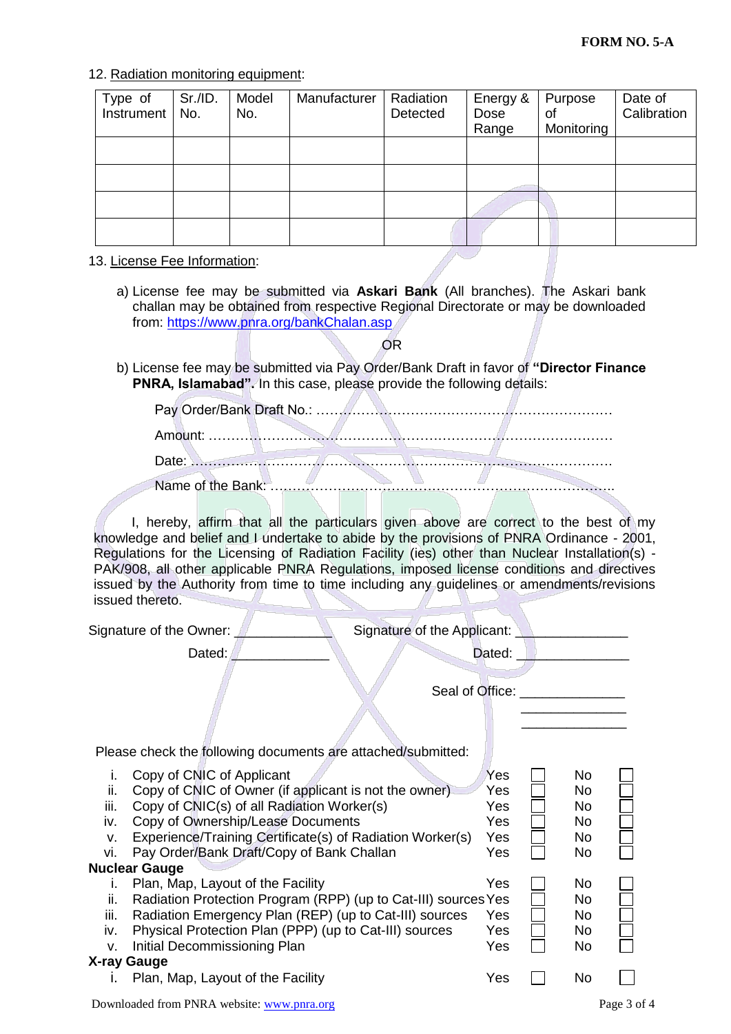**FORM NO. 5-A**

12. Radiation monitoring equipment:

| Type of Instrument | Sr./ID. No. | Model No. | Manufacturer | Radiation Detected | Energy & Dose Range | Purpose of Monitoring | Date of Calibration |
|---|---|---|---|---|---|---|---|
| | | | | | | | |
| | | | | | | | |
| | | | | | | | |
| | | | | | | | |

13. License Fee Information:

a) License fee may be submitted via **Askari Bank** (All branches). The Askari bank challan may be obtained from respective Regional Directorate or may be downloaded from: https://www.pnra.org/bankChalan.asp

OR

b) License fee may be submitted via Pay Order/Bank Draft in favor of **"Director Finance PNRA, Islamabad".** In this case, please provide the following details:

Pay Order/Bank Draft No.: ……………………………………………………………

Amount: ……………………………………………………………………………

Date: ………………………………………………………………………………

Name of the Bank: ……………………………………………………………………..

I, hereby, affirm that all the particulars given above are correct to the best of my knowledge and belief and I undertake to abide by the provisions of PNRA Ordinance - 2001, Regulations for the Licensing of Radiation Facility (ies) other than Nuclear Installation(s) - PAK/908, all other applicable PNRA Regulations, imposed license conditions and directives issued by the Authority from time to time including any guidelines or amendments/revisions issued thereto.

Signature of the Owner: ____________ Signature of the Applicant: ______________

Dated: ____________ Dated: ______________

Seal of Office: ______________
______________
______________

Please check the following documents are attached/submitted:

| | | | |
|---|---|---|---|
| i. | Copy of CNIC of Applicant | Yes ☐ | No ☐ |
| ii. | Copy of CNIC of Owner (if applicant is not the owner) | Yes ☐ | No ☐ |
| iii. | Copy of CNIC(s) of all Radiation Worker(s) | Yes ☐ | No ☐ |
| iv. | Copy of Ownership/Lease Documents | Yes ☐ | No ☐ |
| v. | Experience/Training Certificate(s) of Radiation Worker(s) | Yes ☐ | No ☐ |
| vi. | Pay Order/Bank Draft/Copy of Bank Challan | Yes ☐ | No ☐ |
| **Nuclear Gauge** | | | |
| i. | Plan, Map, Layout of the Facility | Yes ☐ | No ☐ |
| ii. | Radiation Protection Program (RPP) (up to Cat-III) sources | Yes ☐ | No ☐ |
| iii. | Radiation Emergency Plan (REP) (up to Cat-III) sources | Yes ☐ | No ☐ |
| iv. | Physical Protection Plan (PPP) (up to Cat-III) sources | Yes ☐ | No ☐ |
| v. | Initial Decommissioning Plan | Yes ☐ | No ☐ |
| **X-ray Gauge** | | | |
| i. | Plan, Map, Layout of the Facility | Yes ☐ | No ☐ |

Downloaded from PNRA website: www.pnra.org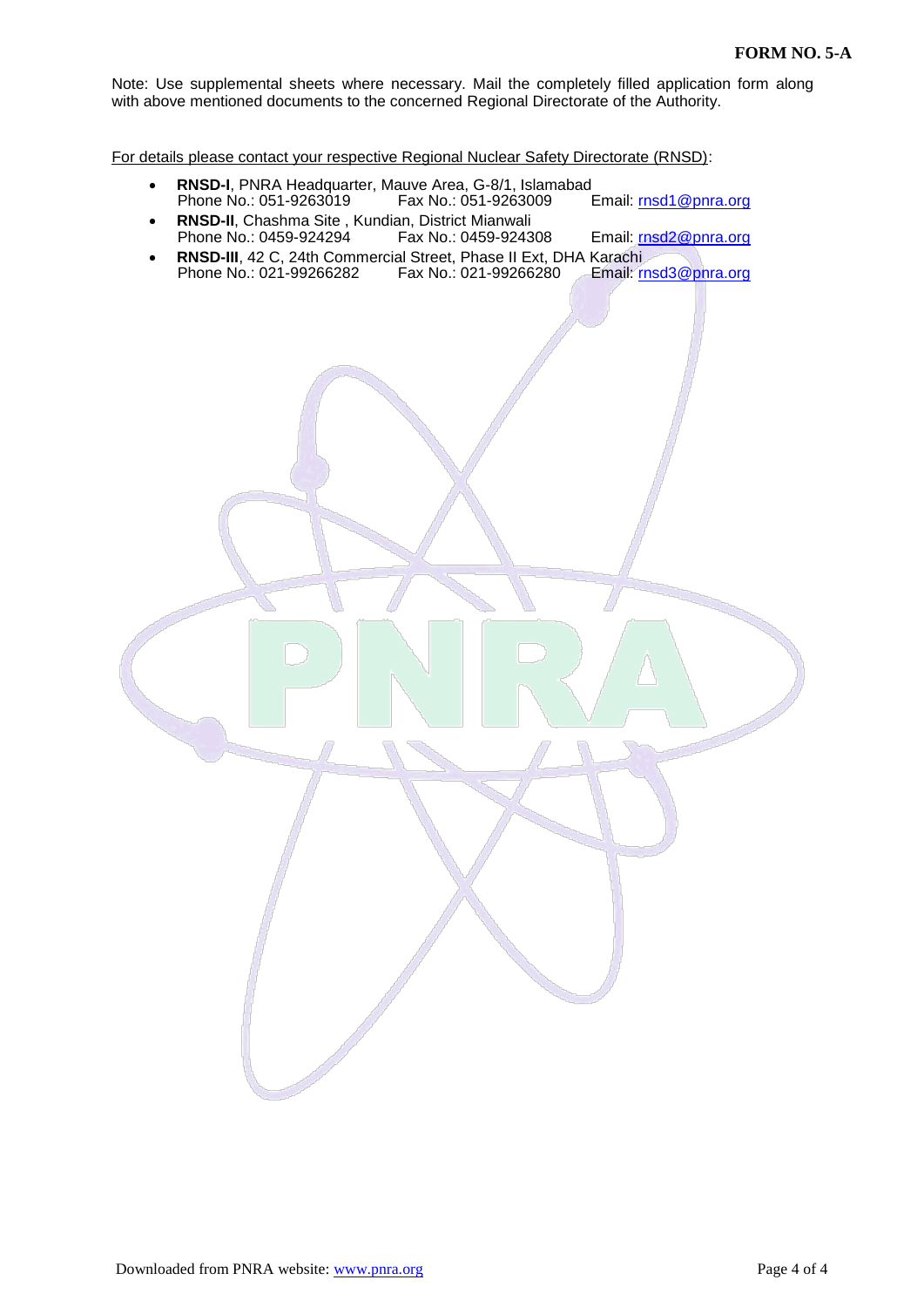Note: Use supplemental sheets where necessary. Mail the completely filled application form along with above mentioned documents to the concerned Regional Directorate of the Authority.

For details please contact your respective Regional Nuclear Safety Directorate (RNSD):

- **RNSD-I**, PNRA Headquarter, Mauve Area, G-8/1, Islamabad
  Phone No.: 051-9263019 Fax No.: 051-9263009 Email: rnsd1@pnra.org
- **RNSD-II**, Chashma Site , Kundian, District Mianwali
  Phone No.: 0459-924294 Fax No.: 0459-924308 Email: rnsd2@pnra.org
- **RNSD-III**, 42 C, 24th Commercial Street, Phase II Ext, DHA Karachi
  Phone No.: 021-99266282 Fax No.: 021-99266280 Email: rnsd3@pnra.org